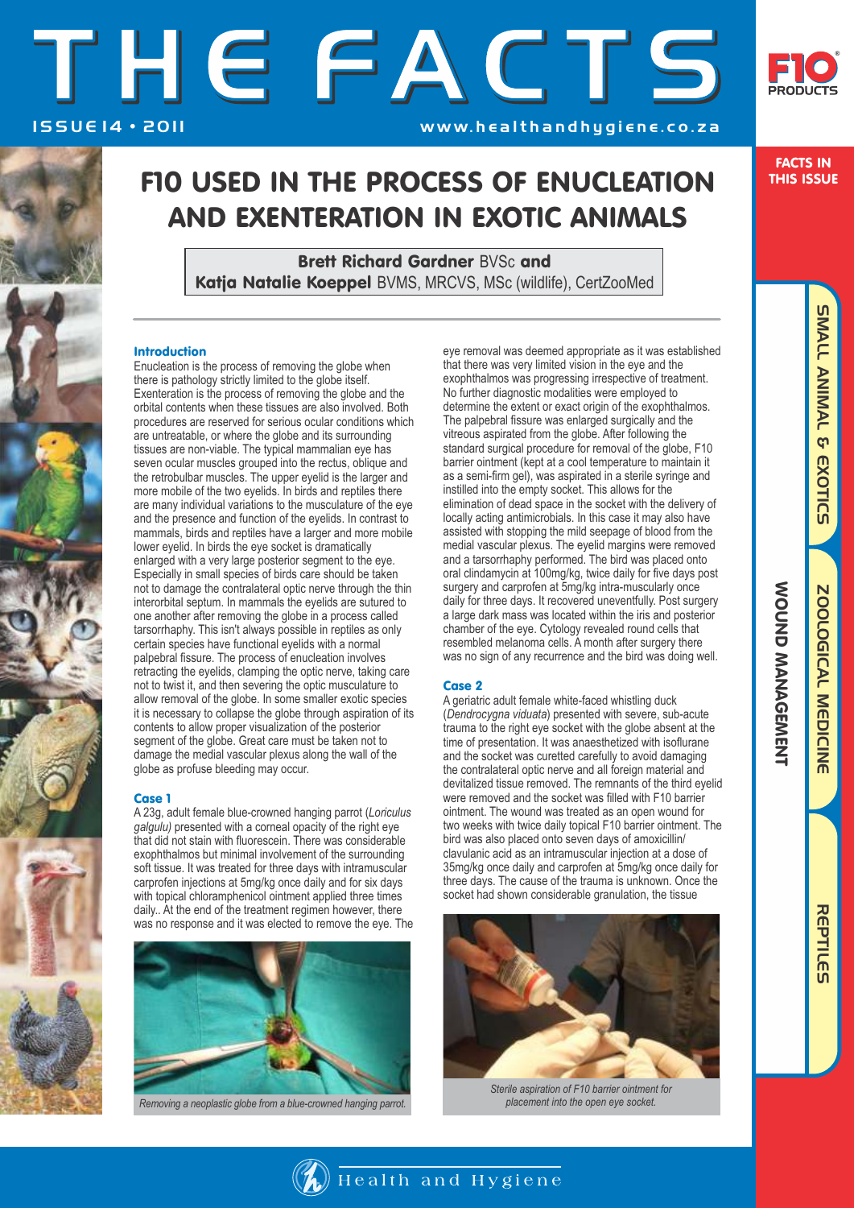# F10 USED IN THE PROCESS OF ENUCLEATION AND EXENTERATION IN EXOTIC ANIMALS

**Brett Richard Gardner** BVSc **and**
**Katja Natalie Koeppel** BVMS, MRCVS, MSc (wildlife), CertZooMed

### Introduction

Enucleation is the process of removing the globe when there is pathology strictly limited to the globe itself. Exenteration is the process of removing the globe and the orbital contents when these tissues are also involved. Both procedures are reserved for serious ocular conditions which are untreatable, or where the globe and its surrounding tissues are non-viable. The typical mammalian eye has seven ocular muscles grouped into the rectus, oblique and the retrobulbar muscles. The upper eyelid is the larger and more mobile of the two eyelids. In birds and reptiles there are many individual variations to the musculature of the eye and the presence and function of the eyelids. In contrast to mammals, birds and reptiles have a larger and more mobile lower eyelid. In birds the eye socket is dramatically enlarged with a very large posterior segment to the eye. Especially in small species of birds care should be taken not to damage the contralateral optic nerve through the thin interorbital septum. In mammals the eyelids are sutured to one another after removing the globe in a process called tarsorrhaphy. This isn't always possible in reptiles as only certain species have functional eyelids with a normal palpebral fissure. The process of enucleation involves retracting the eyelids, clamping the optic nerve, taking care not to twist it, and then severing the optic musculature to allow removal of the globe. In some smaller exotic species it is necessary to collapse the globe through aspiration of its contents to allow proper visualization of the posterior segment of the globe. Great care must be taken not to damage the medial vascular plexus along the wall of the globe as profuse bleeding may occur.

### Case 1

A 23g, adult female blue-crowned hanging parrot (*Loriculus galgulu*) presented with a corneal opacity of the right eye that did not stain with fluorescein. There was considerable exophthalmos but minimal involvement of the surrounding soft tissue. It was treated for three days with intramuscular carprofen injections at 5mg/kg once daily and for six days with topical chloramphenicol ointment applied three times daily.. At the end of the treatment regimen however, there was no response and it was elected to remove the eye. The eye removal was deemed appropriate as it was established that there was very limited vision in the eye and the exophthalmos was progressing irrespective of treatment. No further diagnostic modalities were employed to determine the extent or exact origin of the exophthalmos. The palpebral fissure was enlarged surgically and the vitreous aspirated from the globe. After following the standard surgical procedure for removal of the globe, F10 barrier ointment (kept at a cool temperature to maintain it as a semi-firm gel), was aspirated in a sterile syringe and instilled into the empty socket. This allows for the elimination of dead space in the socket with the delivery of locally acting antimicrobials. In this case it may also have assisted with stopping the mild seepage of blood from the medial vascular plexus. The eyelid margins were removed and a tarsorrhaphy performed. The bird was placed onto oral clindamycin at 100mg/kg, twice daily for five days post surgery and carprofen at 5mg/kg intra-muscularly once daily for three days. It recovered uneventfully. Post surgery a large dark mass was located within the iris and posterior chamber of the eye. Cytology revealed round cells that resembled melanoma cells. A month after surgery there was no sign of any recurrence and the bird was doing well.

*Removing a neoplastic globe from a blue-crowned hanging parrot.*

### Case 2

A geriatric adult female white-faced whistling duck (*Dendrocygna viduata*) presented with severe, sub-acute trauma to the right eye socket with the globe absent at the time of presentation. It was anaesthetized with isoflurane and the socket was curetted carefully to avoid damaging the contralateral optic nerve and all foreign material and devitalized tissue removed. The remnants of the third eyelid were removed and the socket was filled with F10 barrier ointment. The wound was treated as an open wound for two weeks with twice daily topical F10 barrier ointment. The bird was also placed onto seven days of amoxicillin/clavulanic acid as an intramuscular injection at a dose of 35mg/kg once daily and carprofen at 5mg/kg once daily for three days. The cause of the trauma is unknown. Once the socket had shown considerable granulation, the tissue

*Sterile aspiration of F10 barrier ointment for placement into the open eye socket.*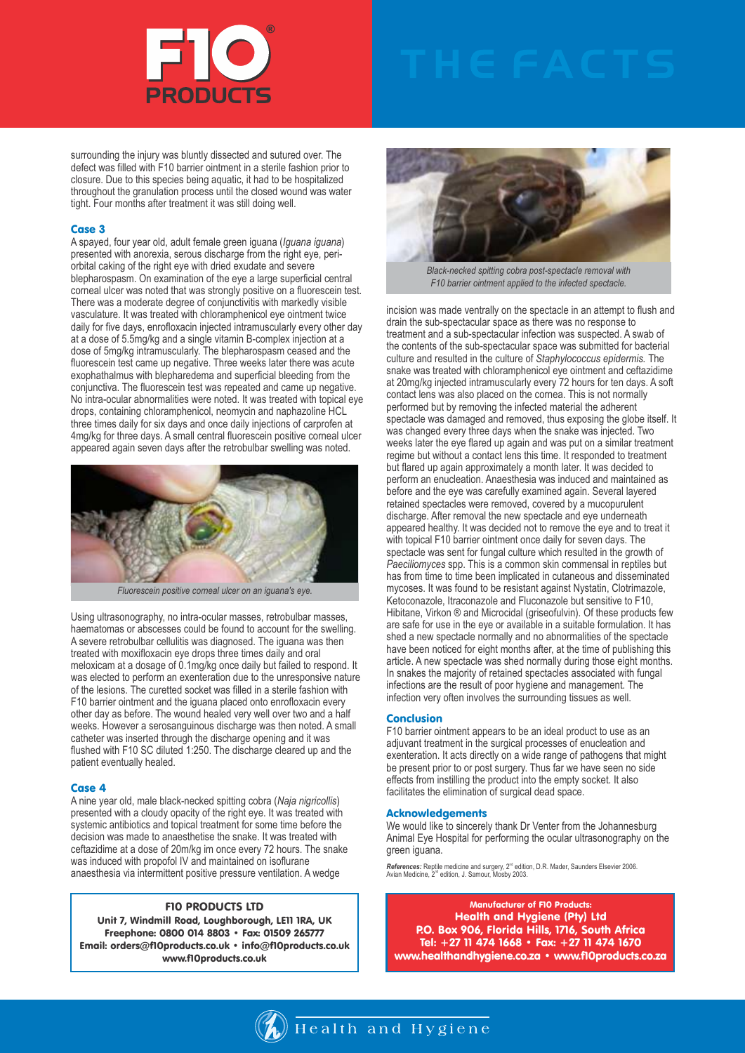surrounding the injury was bluntly dissected and sutured over. The defect was filled with F10 barrier ointment in a sterile fashion prior to closure. Due to this species being aquatic, it had to be hospitalized throughout the granulation process until the closed wound was water tight. Four months after treatment it was still doing well.

### Case 3

A spayed, four year old, adult female green iguana (*Iguana iguana*) presented with anorexia, serous discharge from the right eye, peri-orbital caking of the right eye with dried exudate and severe blepharospasm. On examination of the eye a large superficial central corneal ulcer was noted that was strongly positive on a fluorescein test. There was a moderate degree of conjunctivitis with markedly visible vasculature. It was treated with chloramphenicol eye ointment twice daily for five days, enrofloxacin injected intramuscularly every other day at a dose of 5.5mg/kg and a single vitamin B-complex injection at a dose of 5mg/kg intramuscularly. The blepharospasm ceased and the fluorescein test came up negative. Three weeks later there was acute exophathalmus with blepharedema and superficial bleeding from the conjunctiva. The fluorescein test was repeated and came up negative. No intra-ocular abnormalities were noted. It was treated with topical eye drops, containing chloramphenicol, neomycin and naphazoline HCL three times daily for six days and once daily injections of carprofen at 4mg/kg for three days. A small central fluorescein positive corneal ulcer appeared again seven days after the retrobulbar swelling was noted.

Fluorescein positive corneal ulcer on an iguana's eye.

Using ultrasonography, no intra-ocular masses, retrobulbar masses, haematomas or abscesses could be found to account for the swelling. A severe retrobulbar cellulitis was diagnosed. The iguana was then treated with moxifloxacin eye drops three times daily and oral meloxicam at a dosage of 0.1mg/kg once daily but failed to respond. It was elected to perform an exenteration due to the unresponsive nature of the lesions. The curetted socket was filled in a sterile fashion with F10 barrier ointment and the iguana placed onto enrofloxacin every other day as before. The wound healed very well over two and a half weeks. However a serosanguinous discharge was then noted. A small catheter was inserted through the discharge opening and it was flushed with F10 SC diluted 1:250. The discharge cleared up and the patient eventually healed.

### Case 4

A nine year old, male black-necked spitting cobra (*Naja nigricollis*) presented with a cloudy opacity of the right eye. It was treated with systemic antibiotics and topical treatment for some time before the decision was made to anaesthetise the snake. It was treated with ceftazidime at a dose of 20mg/kg im once every 72 hours. The snake was induced with propofol IV and maintained on isoflurane anaesthesia via intermittent positive pressure ventilation. A wedge incision was made ventrally on the spectacle in an attempt to flush and drain the sub-spectacular space as there was no response to treatment and a sub-spectacular infection was suspected. A swab of the contents of the sub-spectacular space was submitted for bacterial culture and resulted in the culture of *Staphylococcus epidermis.* The snake was treated with chloramphenicol eye ointment and ceftazidime at 20mg/kg injected intramuscularly every 72 hours for ten days. A soft contact lens was also placed on the cornea. This is not normally performed but by removing the infected material the adherent spectacle was damaged and removed, thus exposing the globe itself. It was changed every three days when the snake was injected. Two weeks later the eye flared up again and was put on a similar treatment regime but without a contact lens this time. It responded to treatment but flared up again approximately a month later. It was decided to perform an enucleation. Anaesthesia was induced and maintained as before and the eye was carefully examined again. Several layered retained spectacles were removed, covered by a mucopurulent discharge. After removal the new spectacle and eye underneath appeared healthy. It was decided not to remove the eye and to treat it with topical F10 barrier ointment once daily for seven days. The spectacle was sent for fungal culture which resulted in the growth of *Paeciliomyces* spp. This is a common skin commensal in reptiles but has from time to time been implicated in cutaneous and disseminated mycoses. It was found to be resistant against Nystatin, Clotrimazole, Ketoconazole, Itraconazole and Fluconazole but sensitive to F10, Hibitane, Virkon ® and Microcidal (griseofulvin). Of these products few are safe for use in the eye or available in a suitable formulation. It has shed a new spectacle normally and no abnormalities of the spectacle have been noticed for eight months after, at the time of publishing this article. A new spectacle was shed normally during those eight months. In snakes the majority of retained spectacles associated with fungal infections are the result of poor hygiene and management. The infection very often involves the surrounding tissues as well.

Black-necked spitting cobra post-spectacle removal with F10 barrier ointment applied to the infected spectacle.

### Conclusion

F10 barrier ointment appears to be an ideal product to use as an adjuvant treatment in the surgical processes of enucleation and exenteration. It acts directly on a wide range of pathogens that might be present prior to or post surgery. Thus far we have seen no side effects from instilling the product into the empty socket. It also facilitates the elimination of surgical dead space.

### Acknowledgements

We would like to sincerely thank Dr Venter from the Johannesburg Animal Eye Hospital for performing the ocular ultrasonography on the green iguana.

***References:*** Reptile medicine and surgery, 2nd edition, D.R. Mader, Saunders Elsevier 2006.
Avian Medicine, 2nd edition, J. Samour, Mosby 2003.

**F10 PRODUCTS LTD**
**Unit 7, Windmill Road, Loughborough, LE11 1RA, UK**
**Freephone: 0800 014 8803 • Fax: 01509 265777**
**Email: orders@f10products.co.uk • info@f10products.co.uk**
**www.f10products.co.uk**

**Manufacturer of F10 Products:**
**Health and Hygiene (Pty) Ltd**
**P.O. Box 906, Florida Hills, 1716, South Africa**
**Tel: +27 11 474 1668 • Fax: +27 11 474 1670**
**www.healthandhygiene.co.za • www.f10products.co.za**